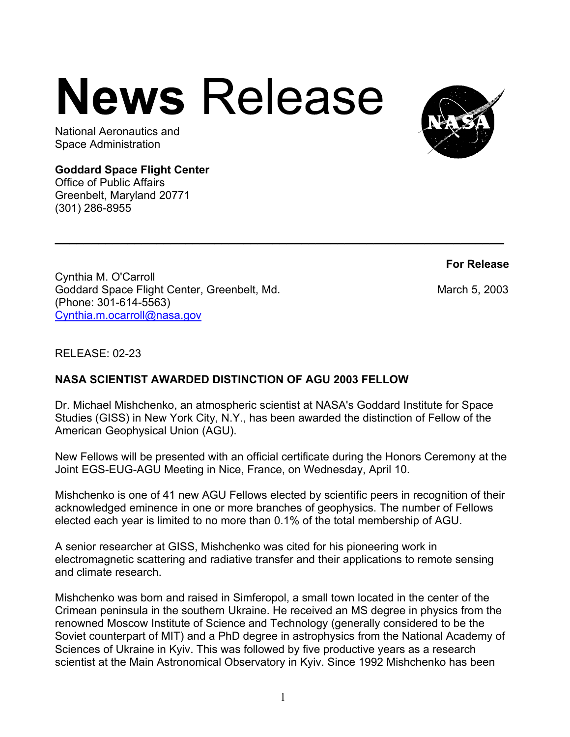# **News** Release

National Aeronautics and
Space Administration

**Goddard Space Flight Center**
Office of Public Affairs
Greenbelt, Maryland 20771
(301) 286-8955

---

**For Release**

Cynthia M. O'Carroll
Goddard Space Flight Center, Greenbelt, Md.
(Phone: 301-614-5563)
Cynthia.m.ocarroll@nasa.gov

March 5, 2003

RELEASE: 02-23

**NASA SCIENTIST AWARDED DISTINCTION OF AGU 2003 FELLOW**

Dr. Michael Mishchenko, an atmospheric scientist at NASA's Goddard Institute for Space Studies (GISS) in New York City, N.Y., has been awarded the distinction of Fellow of the American Geophysical Union (AGU).

New Fellows will be presented with an official certificate during the Honors Ceremony at the Joint EGS-EUG-AGU Meeting in Nice, France, on Wednesday, April 10.

Mishchenko is one of 41 new AGU Fellows elected by scientific peers in recognition of their acknowledged eminence in one or more branches of geophysics. The number of Fellows elected each year is limited to no more than 0.1% of the total membership of AGU.

A senior researcher at GISS, Mishchenko was cited for his pioneering work in electromagnetic scattering and radiative transfer and their applications to remote sensing and climate research.

Mishchenko was born and raised in Simferopol, a small town located in the center of the Crimean peninsula in the southern Ukraine. He received an MS degree in physics from the renowned Moscow Institute of Science and Technology (generally considered to be the Soviet counterpart of MIT) and a PhD degree in astrophysics from the National Academy of Sciences of Ukraine in Kyiv. This was followed by five productive years as a research scientist at the Main Astronomical Observatory in Kyiv. Since 1992 Mishchenko has been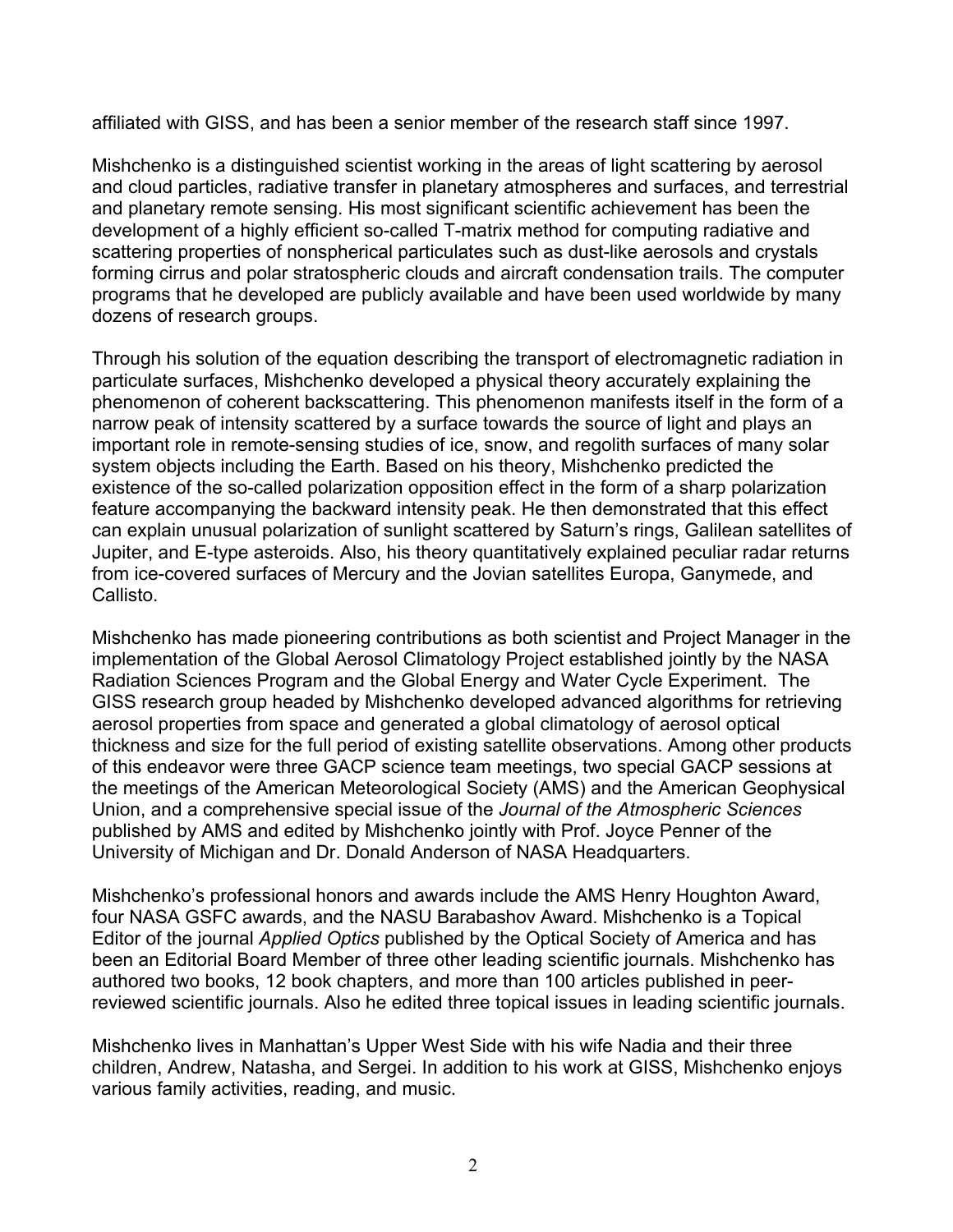affiliated with GISS, and has been a senior member of the research staff since 1997.

Mishchenko is a distinguished scientist working in the areas of light scattering by aerosol and cloud particles, radiative transfer in planetary atmospheres and surfaces, and terrestrial and planetary remote sensing. His most significant scientific achievement has been the development of a highly efficient so-called T-matrix method for computing radiative and scattering properties of nonspherical particulates such as dust-like aerosols and crystals forming cirrus and polar stratospheric clouds and aircraft condensation trails. The computer programs that he developed are publicly available and have been used worldwide by many dozens of research groups.

Through his solution of the equation describing the transport of electromagnetic radiation in particulate surfaces, Mishchenko developed a physical theory accurately explaining the phenomenon of coherent backscattering. This phenomenon manifests itself in the form of a narrow peak of intensity scattered by a surface towards the source of light and plays an important role in remote-sensing studies of ice, snow, and regolith surfaces of many solar system objects including the Earth. Based on his theory, Mishchenko predicted the existence of the so-called polarization opposition effect in the form of a sharp polarization feature accompanying the backward intensity peak. He then demonstrated that this effect can explain unusual polarization of sunlight scattered by Saturn's rings, Galilean satellites of Jupiter, and E-type asteroids. Also, his theory quantitatively explained peculiar radar returns from ice-covered surfaces of Mercury and the Jovian satellites Europa, Ganymede, and Callisto.

Mishchenko has made pioneering contributions as both scientist and Project Manager in the implementation of the Global Aerosol Climatology Project established jointly by the NASA Radiation Sciences Program and the Global Energy and Water Cycle Experiment. The GISS research group headed by Mishchenko developed advanced algorithms for retrieving aerosol properties from space and generated a global climatology of aerosol optical thickness and size for the full period of existing satellite observations. Among other products of this endeavor were three GACP science team meetings, two special GACP sessions at the meetings of the American Meteorological Society (AMS) and the American Geophysical Union, and a comprehensive special issue of the *Journal of the Atmospheric Sciences* published by AMS and edited by Mishchenko jointly with Prof. Joyce Penner of the University of Michigan and Dr. Donald Anderson of NASA Headquarters.

Mishchenko's professional honors and awards include the AMS Henry Houghton Award, four NASA GSFC awards, and the NASU Barabashov Award. Mishchenko is a Topical Editor of the journal *Applied Optics* published by the Optical Society of America and has been an Editorial Board Member of three other leading scientific journals. Mishchenko has authored two books, 12 book chapters, and more than 100 articles published in peer-reviewed scientific journals. Also he edited three topical issues in leading scientific journals.

Mishchenko lives in Manhattan's Upper West Side with his wife Nadia and their three children, Andrew, Natasha, and Sergei. In addition to his work at GISS, Mishchenko enjoys various family activities, reading, and music.